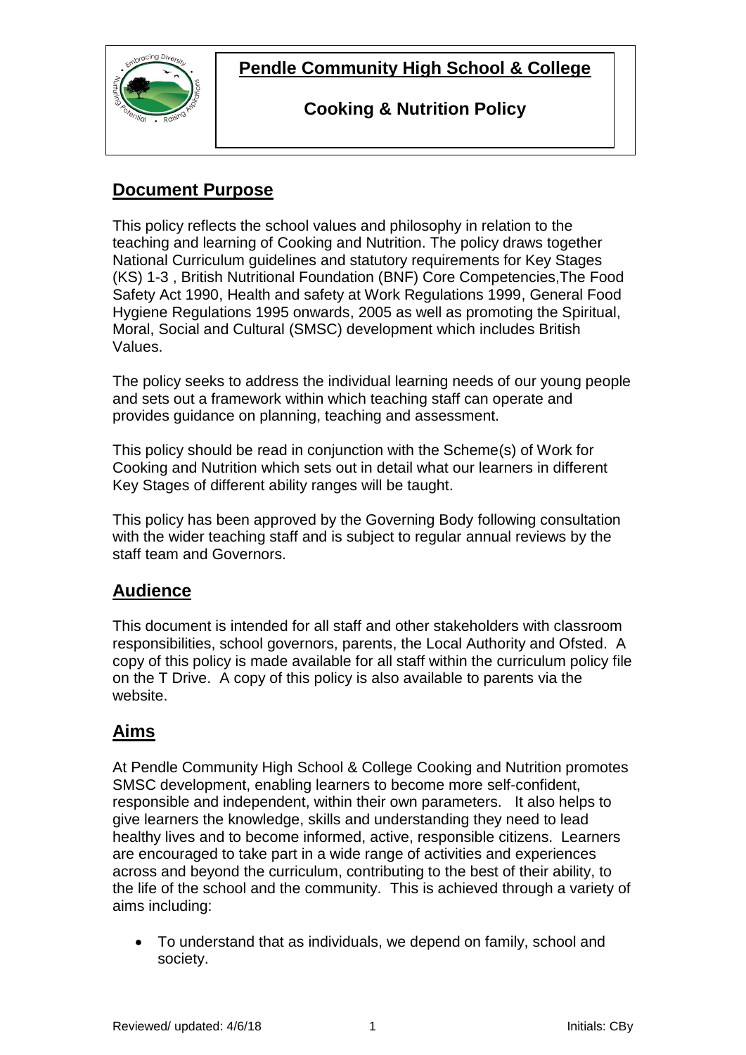# Pendle Community High School & College

## Cooking & Nutrition Policy

## Document Purpose

This policy reflects the school values and philosophy in relation to the teaching and learning of Cooking and Nutrition. The policy draws together National Curriculum guidelines and statutory requirements for Key Stages (KS) 1-3 , British Nutritional Foundation (BNF) Core Competencies,The Food Safety Act 1990, Health and safety at Work Regulations 1999, General Food Hygiene Regulations 1995 onwards, 2005 as well as promoting the Spiritual, Moral, Social and Cultural (SMSC) development which includes British Values.

The policy seeks to address the individual learning needs of our young people and sets out a framework within which teaching staff can operate and provides guidance on planning, teaching and assessment.

This policy should be read in conjunction with the Scheme(s) of Work for Cooking and Nutrition which sets out in detail what our learners in different Key Stages of different ability ranges will be taught.

This policy has been approved by the Governing Body following consultation with the wider teaching staff and is subject to regular annual reviews by the staff team and Governors.

## Audience

This document is intended for all staff and other stakeholders with classroom responsibilities, school governors, parents, the Local Authority and Ofsted. A copy of this policy is made available for all staff within the curriculum policy file on the T Drive. A copy of this policy is also available to parents via the website.

## Aims

At Pendle Community High School & College Cooking and Nutrition promotes SMSC development, enabling learners to become more self-confident, responsible and independent, within their own parameters. It also helps to give learners the knowledge, skills and understanding they need to lead healthy lives and to become informed, active, responsible citizens. Learners are encouraged to take part in a wide range of activities and experiences across and beyond the curriculum, contributing to the best of their ability, to the life of the school and the community. This is achieved through a variety of aims including:

- To understand that as individuals, we depend on family, school and society.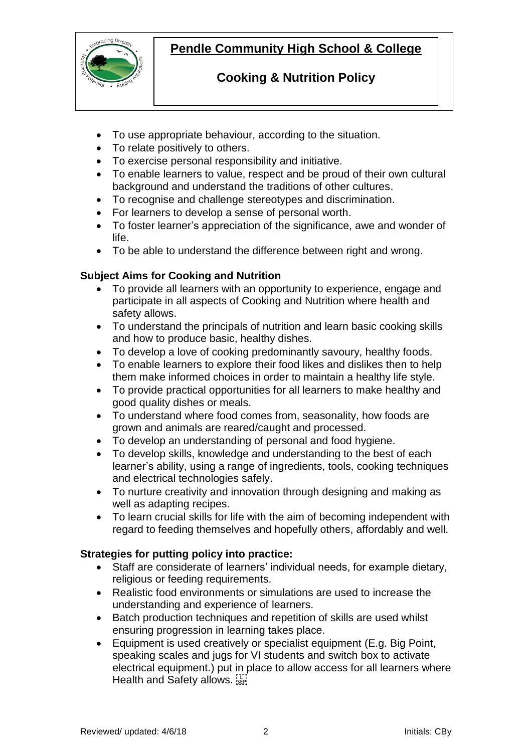- To use appropriate behaviour, according to the situation.
- To relate positively to others.
- To exercise personal responsibility and initiative.
- To enable learners to value, respect and be proud of their own cultural background and understand the traditions of other cultures.
- To recognise and challenge stereotypes and discrimination.
- For learners to develop a sense of personal worth.
- To foster learner's appreciation of the significance, awe and wonder of life.
- To be able to understand the difference between right and wrong.

**Subject Aims for Cooking and Nutrition**

- To provide all learners with an opportunity to experience, engage and participate in all aspects of Cooking and Nutrition where health and safety allows.
- To understand the principals of nutrition and learn basic cooking skills and how to produce basic, healthy dishes.
- To develop a love of cooking predominantly savoury, healthy foods.
- To enable learners to explore their food likes and dislikes then to help them make informed choices in order to maintain a healthy life style.
- To provide practical opportunities for all learners to make healthy and good quality dishes or meals.
- To understand where food comes from, seasonality, how foods are grown and animals are reared/caught and processed.
- To develop an understanding of personal and food hygiene.
- To develop skills, knowledge and understanding to the best of each learner's ability, using a range of ingredients, tools, cooking techniques and electrical technologies safely.
- To nurture creativity and innovation through designing and making as well as adapting recipes.
- To learn crucial skills for life with the aim of becoming independent with regard to feeding themselves and hopefully others, affordably and well.

**Strategies for putting policy into practice:**

- Staff are considerate of learners' individual needs, for example dietary, religious or feeding requirements.
- Realistic food environments or simulations are used to increase the understanding and experience of learners.
- Batch production techniques and repetition of skills are used whilst ensuring progression in learning takes place.
- Equipment is used creatively or specialist equipment (E.g. Big Point, speaking scales and jugs for VI students and switch box to activate electrical equipment.) put in place to allow access for all learners where Health and Safety allows.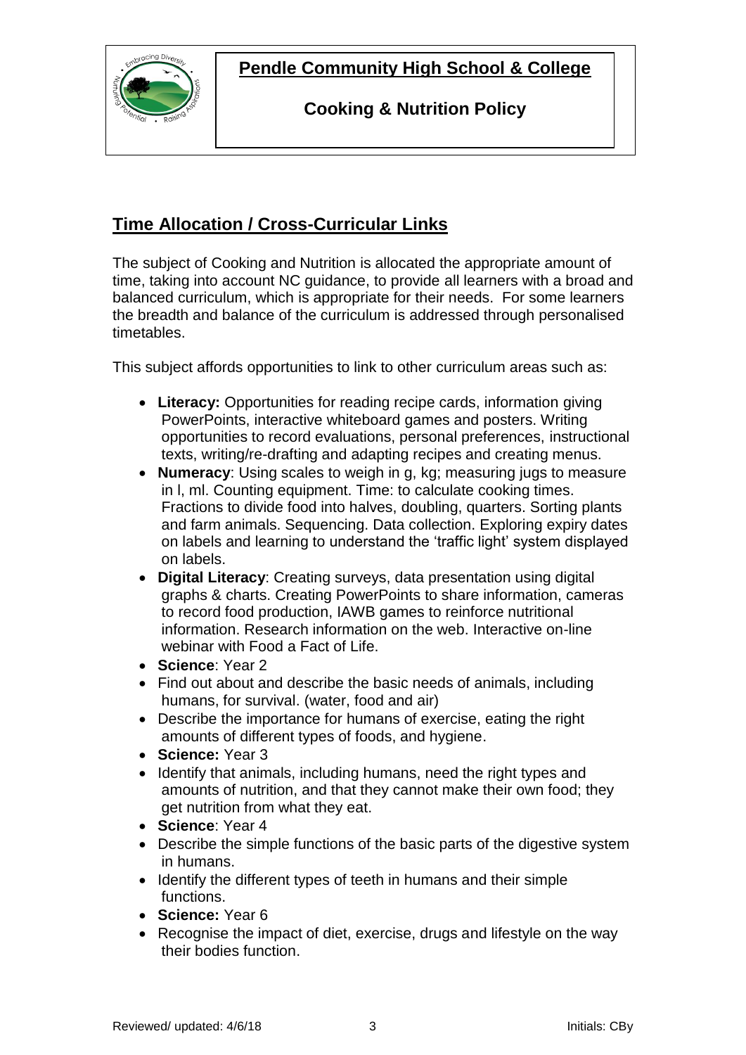## Time Allocation / Cross-Curricular Links

The subject of Cooking and Nutrition is allocated the appropriate amount of time, taking into account NC guidance, to provide all learners with a broad and balanced curriculum, which is appropriate for their needs. For some learners the breadth and balance of the curriculum is addressed through personalised timetables.

This subject affords opportunities to link to other curriculum areas such as:

- **Literacy:** Opportunities for reading recipe cards, information giving PowerPoints, interactive whiteboard games and posters. Writing opportunities to record evaluations, personal preferences, instructional texts, writing/re-drafting and adapting recipes and creating menus.
- **Numeracy**: Using scales to weigh in g, kg; measuring jugs to measure in l, ml. Counting equipment. Time: to calculate cooking times. Fractions to divide food into halves, doubling, quarters. Sorting plants and farm animals. Sequencing. Data collection. Exploring expiry dates on labels and learning to understand the 'traffic light' system displayed on labels.
- **Digital Literacy**: Creating surveys, data presentation using digital graphs & charts. Creating PowerPoints to share information, cameras to record food production, IAWB games to reinforce nutritional information. Research information on the web. Interactive on-line webinar with Food a Fact of Life.
- **Science**: Year 2
- Find out about and describe the basic needs of animals, including humans, for survival. (water, food and air)
- Describe the importance for humans of exercise, eating the right amounts of different types of foods, and hygiene.
- **Science:** Year 3
- Identify that animals, including humans, need the right types and amounts of nutrition, and that they cannot make their own food; they get nutrition from what they eat.
- **Science**: Year 4
- Describe the simple functions of the basic parts of the digestive system in humans.
- Identify the different types of teeth in humans and their simple functions.
- **Science:** Year 6
- Recognise the impact of diet, exercise, drugs and lifestyle on the way their bodies function.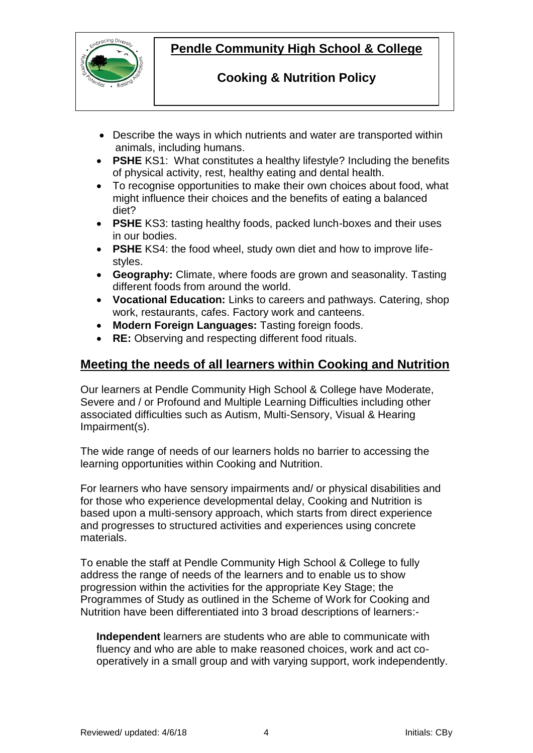- Describe the ways in which nutrients and water are transported within animals, including humans.
- **PSHE** KS1: What constitutes a healthy lifestyle? Including the benefits of physical activity, rest, healthy eating and dental health.
- To recognise opportunities to make their own choices about food, what might influence their choices and the benefits of eating a balanced diet?
- **PSHE** KS3: tasting healthy foods, packed lunch-boxes and their uses in our bodies.
- **PSHE** KS4: the food wheel, study own diet and how to improve life-styles.
- **Geography:** Climate, where foods are grown and seasonality. Tasting different foods from around the world.
- **Vocational Education:** Links to careers and pathways. Catering, shop work, restaurants, cafes. Factory work and canteens.
- **Modern Foreign Languages:** Tasting foreign foods.
- **RE:** Observing and respecting different food rituals.

## Meeting the needs of all learners within Cooking and Nutrition

Our learners at Pendle Community High School & College have Moderate, Severe and / or Profound and Multiple Learning Difficulties including other associated difficulties such as Autism, Multi-Sensory, Visual & Hearing Impairment(s).

The wide range of needs of our learners holds no barrier to accessing the learning opportunities within Cooking and Nutrition.

For learners who have sensory impairments and/ or physical disabilities and for those who experience developmental delay, Cooking and Nutrition is based upon a multi-sensory approach, which starts from direct experience and progresses to structured activities and experiences using concrete materials.

To enable the staff at Pendle Community High School & College to fully address the range of needs of the learners and to enable us to show progression within the activities for the appropriate Key Stage; the Programmes of Study as outlined in the Scheme of Work for Cooking and Nutrition have been differentiated into 3 broad descriptions of learners:-

**Independent** learners are students who are able to communicate with fluency and who are able to make reasoned choices, work and act co-operatively in a small group and with varying support, work independently.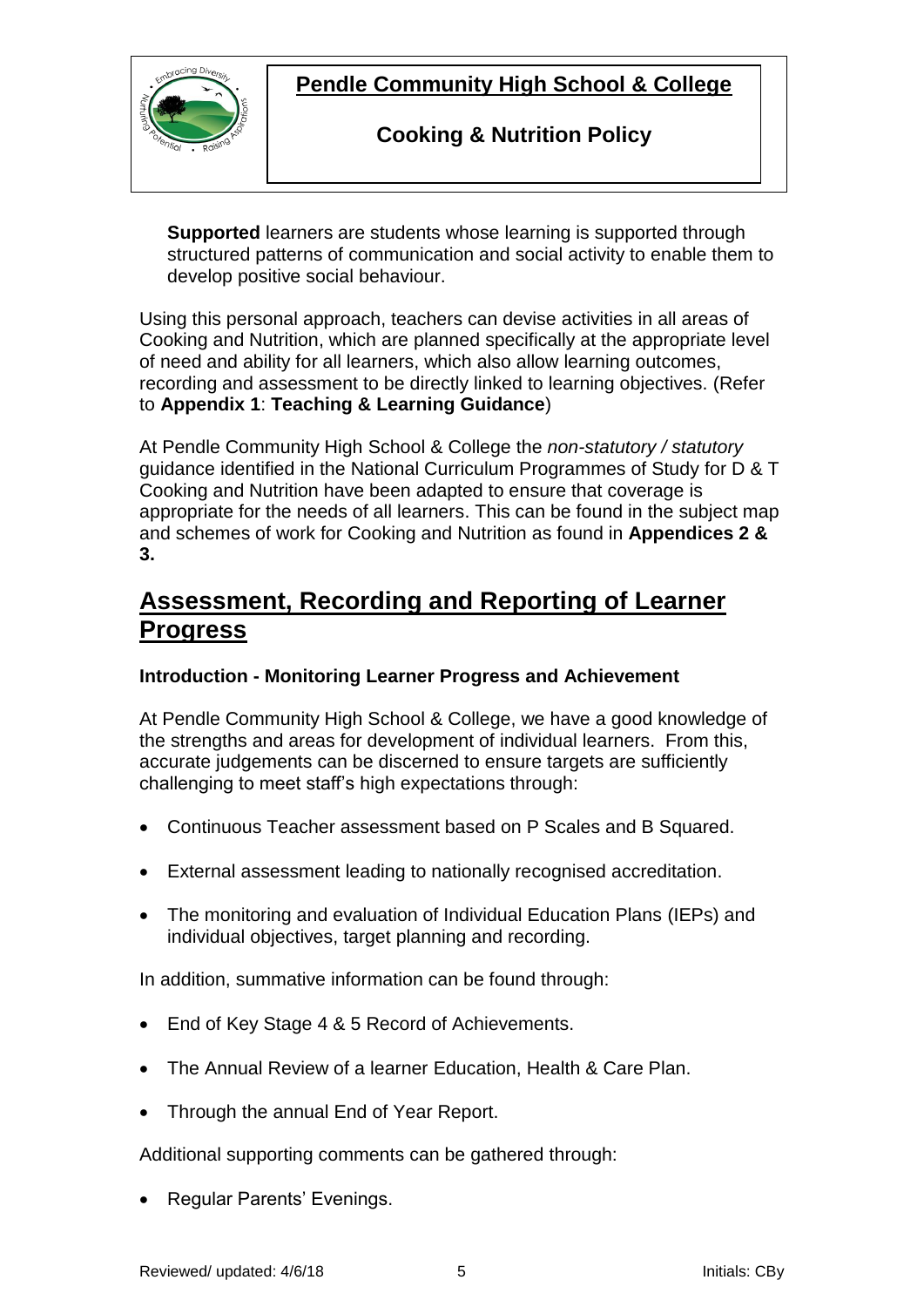**Supported** learners are students whose learning is supported through structured patterns of communication and social activity to enable them to develop positive social behaviour.

Using this personal approach, teachers can devise activities in all areas of Cooking and Nutrition, which are planned specifically at the appropriate level of need and ability for all learners, which also allow learning outcomes, recording and assessment to be directly linked to learning objectives. (Refer to **Appendix 1**: **Teaching & Learning Guidance**)

At Pendle Community High School & College the *non-statutory / statutory* guidance identified in the National Curriculum Programmes of Study for D & T Cooking and Nutrition have been adapted to ensure that coverage is appropriate for the needs of all learners. This can be found in the subject map and schemes of work for Cooking and Nutrition as found in **Appendices 2 & 3.**

## Assessment, Recording and Reporting of Learner Progress

**Introduction - Monitoring Learner Progress and Achievement**

At Pendle Community High School & College, we have a good knowledge of the strengths and areas for development of individual learners. From this, accurate judgements can be discerned to ensure targets are sufficiently challenging to meet staff's high expectations through:

- Continuous Teacher assessment based on P Scales and B Squared.
- External assessment leading to nationally recognised accreditation.
- The monitoring and evaluation of Individual Education Plans (IEPs) and individual objectives, target planning and recording.

In addition, summative information can be found through:

- End of Key Stage 4 & 5 Record of Achievements.
- The Annual Review of a learner Education, Health & Care Plan.
- Through the annual End of Year Report.

Additional supporting comments can be gathered through:

- Regular Parents' Evenings.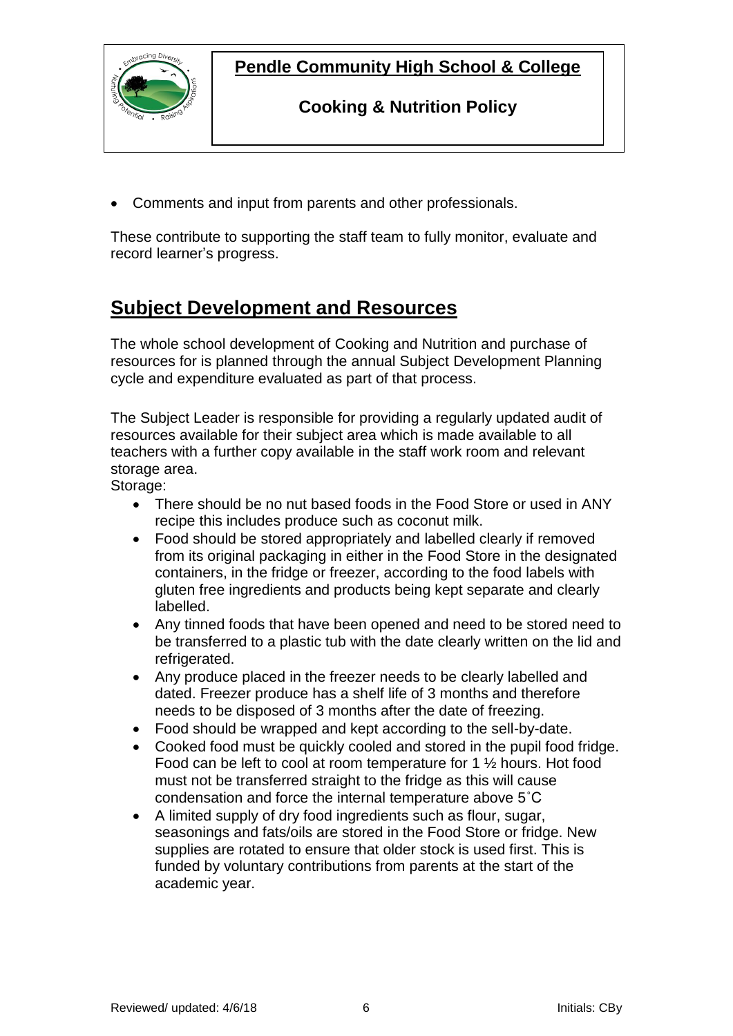- Comments and input from parents and other professionals.

These contribute to supporting the staff team to fully monitor, evaluate and record learner's progress.

## Subject Development and Resources

The whole school development of Cooking and Nutrition and purchase of resources for is planned through the annual Subject Development Planning cycle and expenditure evaluated as part of that process.

The Subject Leader is responsible for providing a regularly updated audit of resources available for their subject area which is made available to all teachers with a further copy available in the staff work room and relevant storage area.

Storage:

- There should be no nut based foods in the Food Store or used in ANY recipe this includes produce such as coconut milk.
- Food should be stored appropriately and labelled clearly if removed from its original packaging in either in the Food Store in the designated containers, in the fridge or freezer, according to the food labels with gluten free ingredients and products being kept separate and clearly labelled.
- Any tinned foods that have been opened and need to be stored need to be transferred to a plastic tub with the date clearly written on the lid and refrigerated.
- Any produce placed in the freezer needs to be clearly labelled and dated. Freezer produce has a shelf life of 3 months and therefore needs to be disposed of 3 months after the date of freezing.
- Food should be wrapped and kept according to the sell-by-date.
- Cooked food must be quickly cooled and stored in the pupil food fridge. Food can be left to cool at room temperature for 1 ½ hours. Hot food must not be transferred straight to the fridge as this will cause condensation and force the internal temperature above 5˚C
- A limited supply of dry food ingredients such as flour, sugar, seasonings and fats/oils are stored in the Food Store or fridge. New supplies are rotated to ensure that older stock is used first. This is funded by voluntary contributions from parents at the start of the academic year.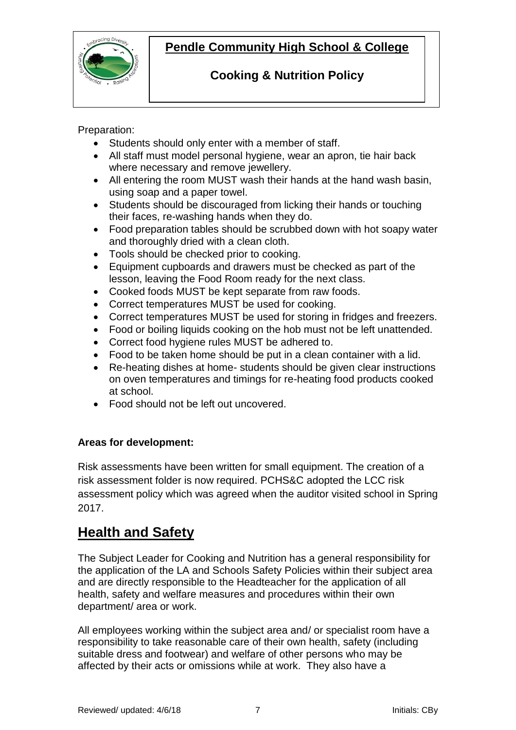Preparation:

- Students should only enter with a member of staff.
- All staff must model personal hygiene, wear an apron, tie hair back where necessary and remove jewellery.
- All entering the room MUST wash their hands at the hand wash basin, using soap and a paper towel.
- Students should be discouraged from licking their hands or touching their faces, re-washing hands when they do.
- Food preparation tables should be scrubbed down with hot soapy water and thoroughly dried with a clean cloth.
- Tools should be checked prior to cooking.
- Equipment cupboards and drawers must be checked as part of the lesson, leaving the Food Room ready for the next class.
- Cooked foods MUST be kept separate from raw foods.
- Correct temperatures MUST be used for cooking.
- Correct temperatures MUST be used for storing in fridges and freezers.
- Food or boiling liquids cooking on the hob must not be left unattended.
- Correct food hygiene rules MUST be adhered to.
- Food to be taken home should be put in a clean container with a lid.
- Re-heating dishes at home- students should be given clear instructions on oven temperatures and timings for re-heating food products cooked at school.
- Food should not be left out uncovered.

**Areas for development:**

Risk assessments have been written for small equipment. The creation of a risk assessment folder is now required. PCHS&C adopted the LCC risk assessment policy which was agreed when the auditor visited school in Spring 2017.

## Health and Safety

The Subject Leader for Cooking and Nutrition has a general responsibility for the application of the LA and Schools Safety Policies within their subject area and are directly responsible to the Headteacher for the application of all health, safety and welfare measures and procedures within their own department/ area or work.

All employees working within the subject area and/ or specialist room have a responsibility to take reasonable care of their own health, safety (including suitable dress and footwear) and welfare of other persons who may be affected by their acts or omissions while at work. They also have a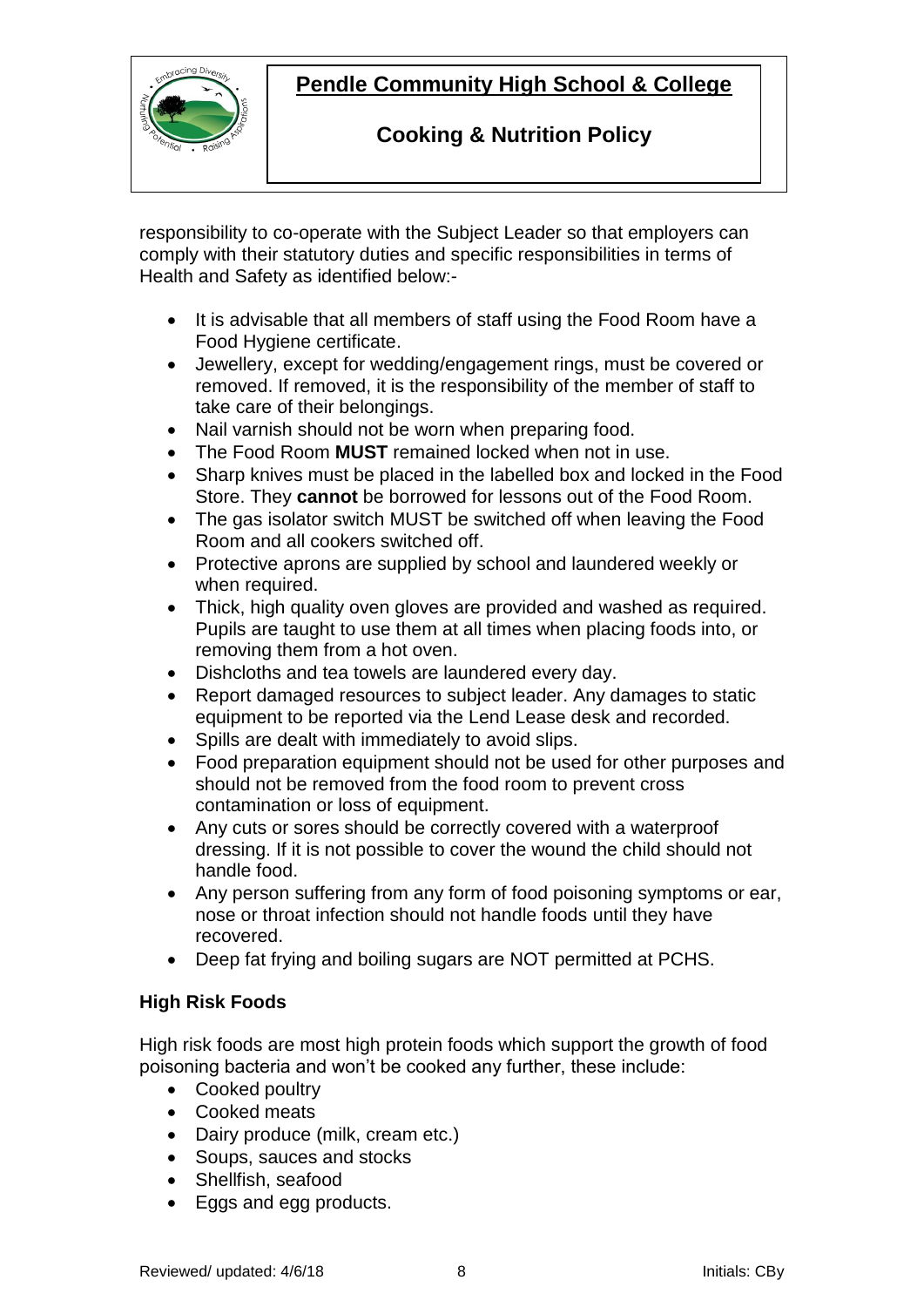responsibility to co-operate with the Subject Leader so that employers can comply with their statutory duties and specific responsibilities in terms of Health and Safety as identified below:-

- It is advisable that all members of staff using the Food Room have a Food Hygiene certificate.
- Jewellery, except for wedding/engagement rings, must be covered or removed. If removed, it is the responsibility of the member of staff to take care of their belongings.
- Nail varnish should not be worn when preparing food.
- The Food Room **MUST** remained locked when not in use.
- Sharp knives must be placed in the labelled box and locked in the Food Store. They **cannot** be borrowed for lessons out of the Food Room.
- The gas isolator switch MUST be switched off when leaving the Food Room and all cookers switched off.
- Protective aprons are supplied by school and laundered weekly or when required.
- Thick, high quality oven gloves are provided and washed as required. Pupils are taught to use them at all times when placing foods into, or removing them from a hot oven.
- Dishcloths and tea towels are laundered every day.
- Report damaged resources to subject leader. Any damages to static equipment to be reported via the Lend Lease desk and recorded.
- Spills are dealt with immediately to avoid slips.
- Food preparation equipment should not be used for other purposes and should not be removed from the food room to prevent cross contamination or loss of equipment.
- Any cuts or sores should be correctly covered with a waterproof dressing. If it is not possible to cover the wound the child should not handle food.
- Any person suffering from any form of food poisoning symptoms or ear, nose or throat infection should not handle foods until they have recovered.
- Deep fat frying and boiling sugars are NOT permitted at PCHS.

**High Risk Foods**

High risk foods are most high protein foods which support the growth of food poisoning bacteria and won't be cooked any further, these include:

- Cooked poultry
- Cooked meats
- Dairy produce (milk, cream etc.)
- Soups, sauces and stocks
- Shellfish, seafood
- Eggs and egg products.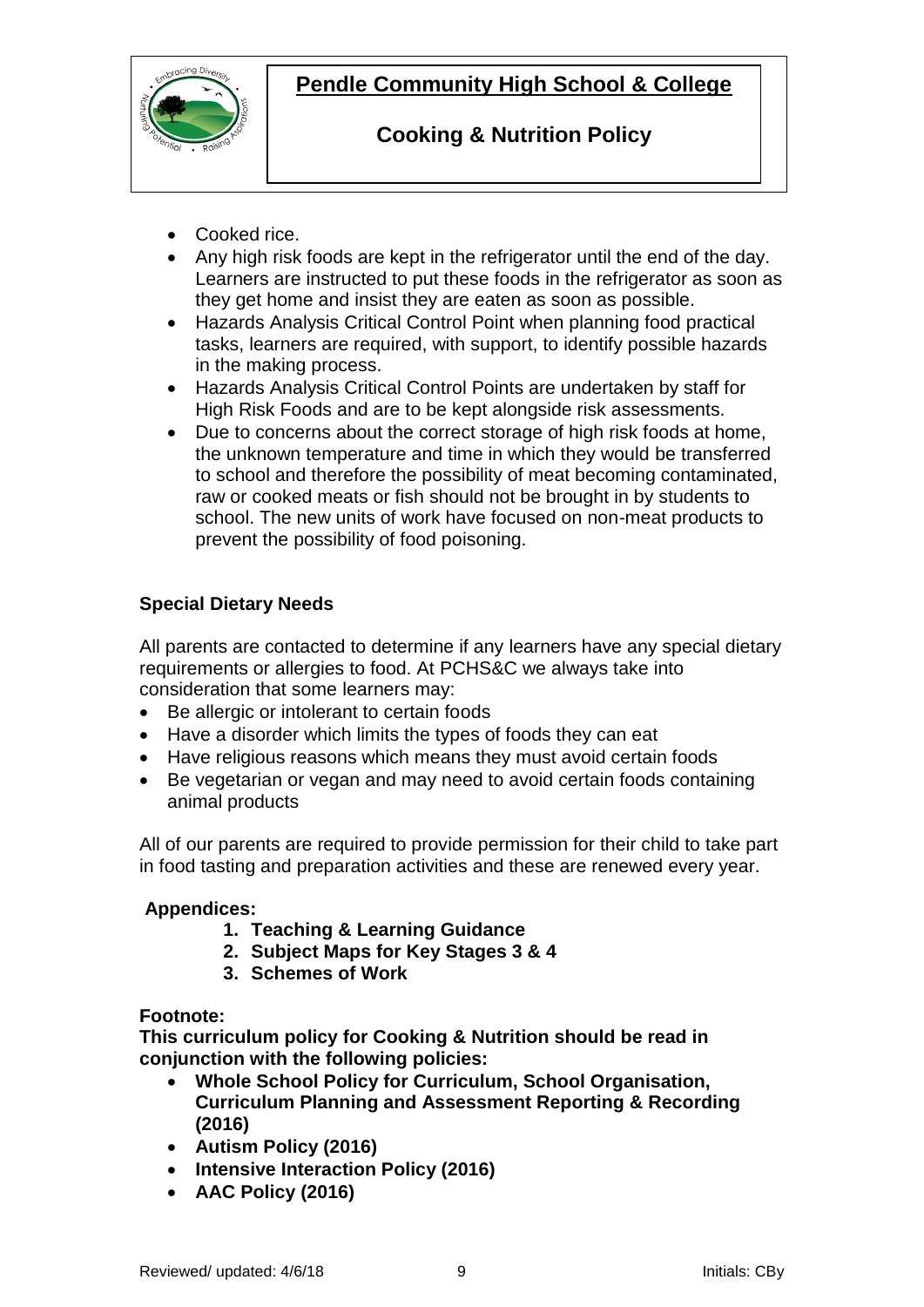- Cooked rice.
- Any high risk foods are kept in the refrigerator until the end of the day. Learners are instructed to put these foods in the refrigerator as soon as they get home and insist they are eaten as soon as possible.
- Hazards Analysis Critical Control Point when planning food practical tasks, learners are required, with support, to identify possible hazards in the making process.
- Hazards Analysis Critical Control Points are undertaken by staff for High Risk Foods and are to be kept alongside risk assessments.
- Due to concerns about the correct storage of high risk foods at home, the unknown temperature and time in which they would be transferred to school and therefore the possibility of meat becoming contaminated, raw or cooked meats or fish should not be brought in by students to school. The new units of work have focused on non-meat products to prevent the possibility of food poisoning.

**Special Dietary Needs**

All parents are contacted to determine if any learners have any special dietary requirements or allergies to food. At PCHS&C we always take into consideration that some learners may:

- Be allergic or intolerant to certain foods
- Have a disorder which limits the types of foods they can eat
- Have religious reasons which means they must avoid certain foods
- Be vegetarian or vegan and may need to avoid certain foods containing animal products

All of our parents are required to provide permission for their child to take part in food tasting and preparation activities and these are renewed every year.

**Appendices:**

1. **Teaching & Learning Guidance**
2. **Subject Maps for Key Stages 3 & 4**
3. **Schemes of Work**

**Footnote:**

**This curriculum policy for Cooking & Nutrition should be read in conjunction with the following policies:**

- **Whole School Policy for Curriculum, School Organisation, Curriculum Planning and Assessment Reporting & Recording (2016)**
- **Autism Policy (2016)**
- **Intensive Interaction Policy (2016)**
- **AAC Policy (2016)**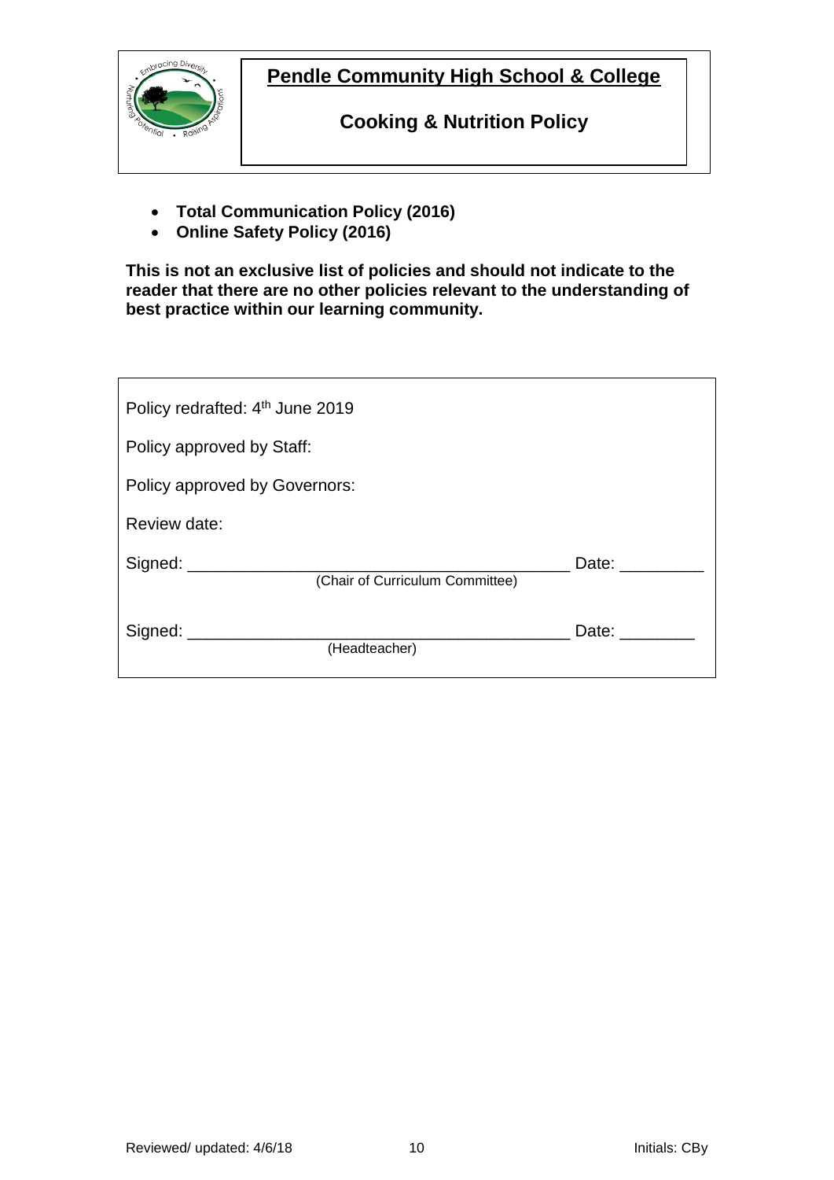**Pendle Community High School & College**

**Cooking & Nutrition Policy**

- **Total Communication Policy (2016)**
- **Online Safety Policy (2016)**

**This is not an exclusive list of policies and should not indicate to the reader that there are no other policies relevant to the understanding of best practice within our learning community.**

Policy redrafted: 4th June 2019

Policy approved by Staff:

Policy approved by Governors:

Review date:

Signed: ________________________________________ Date: _________
(Chair of Curriculum Committee)

Signed: ________________________________________ Date: ________
(Headteacher)

Reviewed/ updated: 4/6/18 Initials: CBy